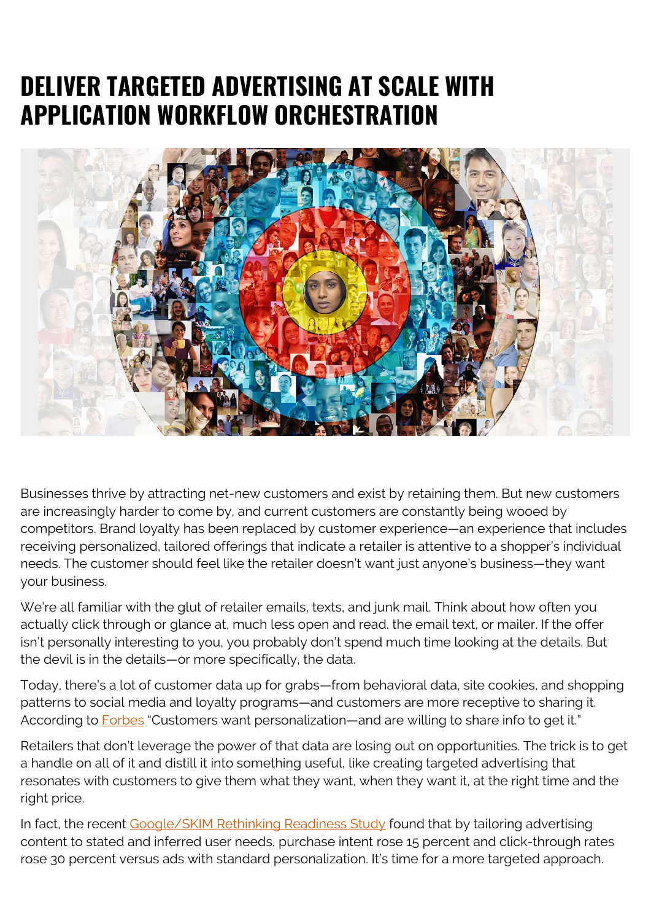# DELIVER TARGETED ADVERTISING AT SCALE WITH APPLICATION WORKFLOW ORCHESTRATION

Businesses thrive by attracting net-new customers and exist by retaining them. But new customers are increasingly harder to come by, and current customers are constantly being wooed by competitors. Brand loyalty has been replaced by customer experience—an experience that includes receiving personalized, tailored offerings that indicate a retailer is attentive to a shopper's individual needs. The customer should feel like the retailer doesn't want just anyone's business—they want your business.

We're all familiar with the glut of retailer emails, texts, and junk mail. Think about how often you actually click through or glance at, much less open and read. the email text, or mailer. If the offer isn't personally interesting to you, you probably don't spend much time looking at the details. But the devil is in the details—or more specifically, the data.

Today, there's a lot of customer data up for grabs—from behavioral data, site cookies, and shopping patterns to social media and loyalty programs—and customers are more receptive to sharing it. According to Forbes "Customers want personalization—and are willing to share info to get it."

Retailers that don't leverage the power of that data are losing out on opportunities. The trick is to get a handle on all of it and distill it into something useful, like creating targeted advertising that resonates with customers to give them what they want, when they want it, at the right time and the right price.

In fact, the recent Google/SKIM Rethinking Readiness Study found that by tailoring advertising content to stated and inferred user needs, purchase intent rose 15 percent and click-through rates rose 30 percent versus ads with standard personalization. It's time for a more targeted approach.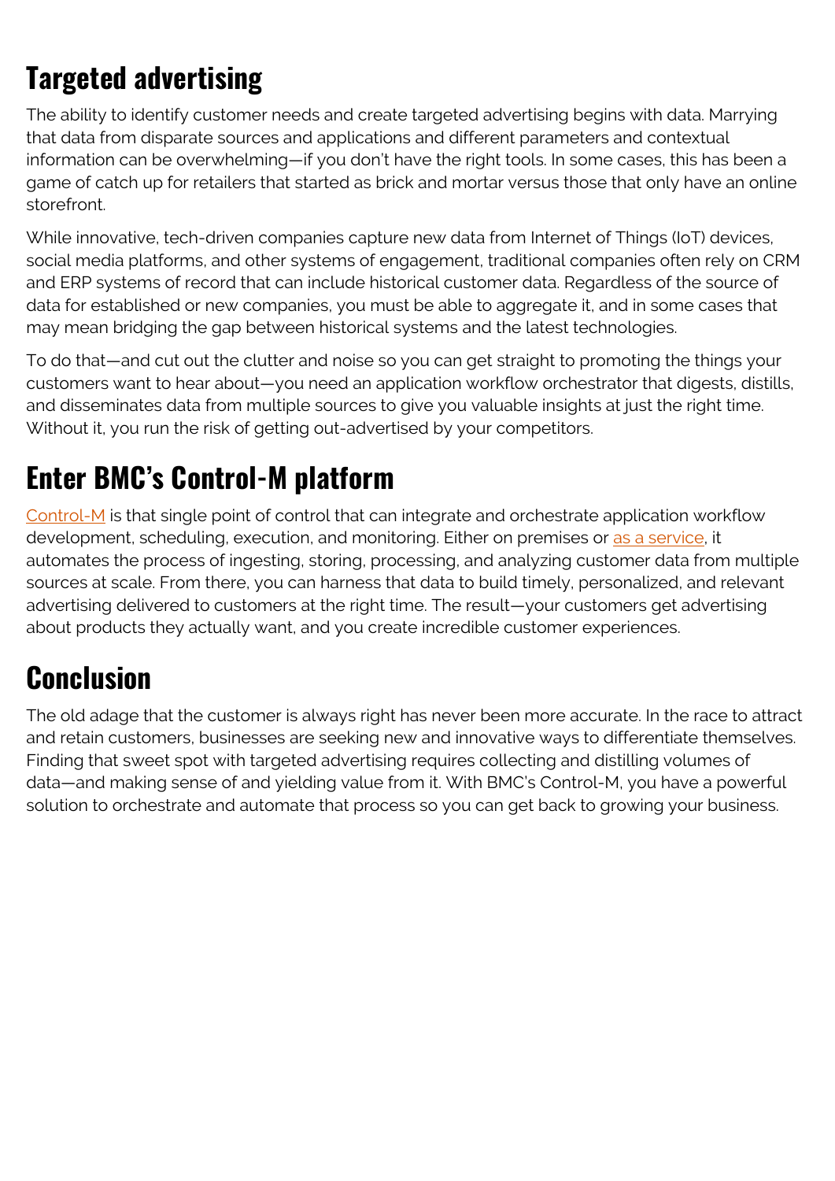## Targeted advertising

The ability to identify customer needs and create targeted advertising begins with data. Marrying that data from disparate sources and applications and different parameters and contextual information can be overwhelming—if you don't have the right tools. In some cases, this has been a game of catch up for retailers that started as brick and mortar versus those that only have an online storefront.

While innovative, tech-driven companies capture new data from Internet of Things (IoT) devices, social media platforms, and other systems of engagement, traditional companies often rely on CRM and ERP systems of record that can include historical customer data. Regardless of the source of data for established or new companies, you must be able to aggregate it, and in some cases that may mean bridging the gap between historical systems and the latest technologies.

To do that—and cut out the clutter and noise so you can get straight to promoting the things your customers want to hear about—you need an application workflow orchestrator that digests, distills, and disseminates data from multiple sources to give you valuable insights at just the right time. Without it, you run the risk of getting out-advertised by your competitors.

## Enter BMC's Control-M platform

Control-M is that single point of control that can integrate and orchestrate application workflow development, scheduling, execution, and monitoring. Either on premises or as a service, it automates the process of ingesting, storing, processing, and analyzing customer data from multiple sources at scale. From there, you can harness that data to build timely, personalized, and relevant advertising delivered to customers at the right time. The result—your customers get advertising about products they actually want, and you create incredible customer experiences.

## Conclusion

The old adage that the customer is always right has never been more accurate. In the race to attract and retain customers, businesses are seeking new and innovative ways to differentiate themselves. Finding that sweet spot with targeted advertising requires collecting and distilling volumes of data—and making sense of and yielding value from it. With BMC's Control-M, you have a powerful solution to orchestrate and automate that process so you can get back to growing your business.